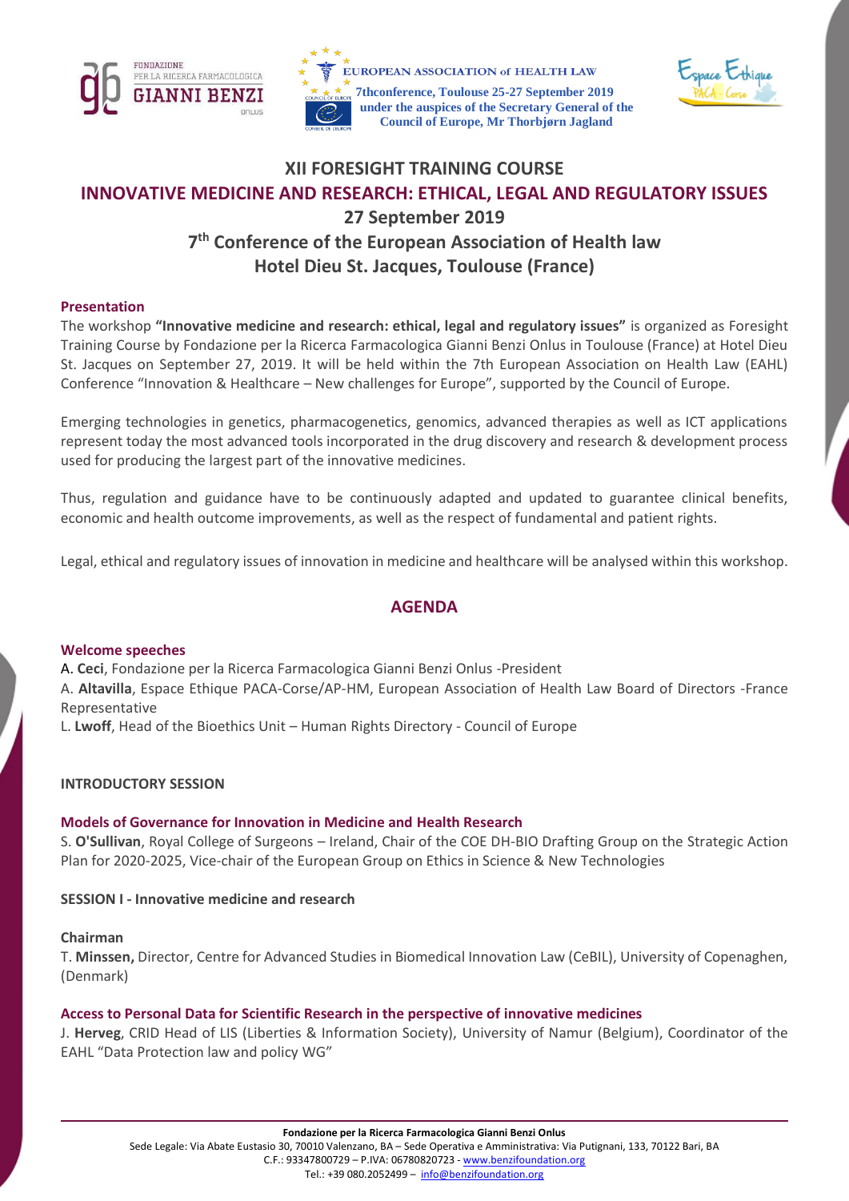FONDAZIONE PER LA RICERCA FARMACOLOGICA **GIANNI BENZI** onlus

EUROPEAN ASSOCIATION of HEALTH LAW
7thconference, Toulouse 25-27 September 2019
under the auspices of the Secretary General of the Council of Europe, Mr Thorbjørn Jagland

Espace Ethique PACA - Corse

# XII FORESIGHT TRAINING COURSE

## INNOVATIVE MEDICINE AND RESEARCH: ETHICAL, LEGAL AND REGULATORY ISSUES

## 27 September 2019

## 7th Conference of the European Association of Health law

## Hotel Dieu St. Jacques, Toulouse (France)

### Presentation

The workshop **"Innovative medicine and research: ethical, legal and regulatory issues"** is organized as Foresight Training Course by Fondazione per la Ricerca Farmacologica Gianni Benzi Onlus in Toulouse (France) at Hotel Dieu St. Jacques on September 27, 2019. It will be held within the 7th European Association on Health Law (EAHL) Conference "Innovation & Healthcare – New challenges for Europe", supported by the Council of Europe.

Emerging technologies in genetics, pharmacogenetics, genomics, advanced therapies as well as ICT applications represent today the most advanced tools incorporated in the drug discovery and research & development process used for producing the largest part of the innovative medicines.

Thus, regulation and guidance have to be continuously adapted and updated to guarantee clinical benefits, economic and health outcome improvements, as well as the respect of fundamental and patient rights.

Legal, ethical and regulatory issues of innovation in medicine and healthcare will be analysed within this workshop.

## AGENDA

### Welcome speeches

A. **Ceci**, Fondazione per la Ricerca Farmacologica Gianni Benzi Onlus -President
A. **Altavilla**, Espace Ethique PACA-Corse/AP-HM, European Association of Health Law Board of Directors -France Representative
L. **Lwoff**, Head of the Bioethics Unit – Human Rights Directory - Council of Europe

**INTRODUCTORY SESSION**

### Models of Governance for Innovation in Medicine and Health Research

S. **O'Sullivan**, Royal College of Surgeons – Ireland, Chair of the COE DH-BIO Drafting Group on the Strategic Action Plan for 2020-2025, Vice-chair of the European Group on Ethics in Science & New Technologies

**SESSION I - Innovative medicine and research**

**Chairman**
T. **Minssen,** Director, Centre for Advanced Studies in Biomedical Innovation Law (CeBIL), University of Copenaghen, (Denmark)

### Access to Personal Data for Scientific Research in the perspective of innovative medicines

J. **Herveg**, CRID Head of LIS (Liberties & Information Society), University of Namur (Belgium), Coordinator of the EAHL "Data Protection law and policy WG"

**Fondazione per la Ricerca Farmacologica Gianni Benzi Onlus**
Sede Legale: Via Abate Eustasio 30, 70010 Valenzano, BA – Sede Operativa e Amministrativa: Via Putignani, 133, 70122 Bari, BA
C.F.: 93347800729 – P.IVA: 06780820723 - www.benzifoundation.org
Tel.: +39 080.2052499 – info@benzifoundation.org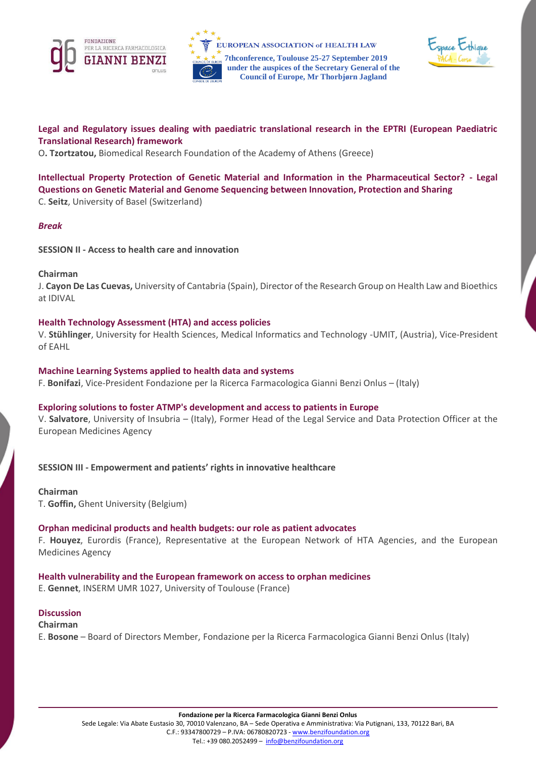**Legal and Regulatory issues dealing with paediatric translational research in the EPTRI (European Paediatric Translational Research) framework**
O**. Tzortzatou,** Biomedical Research Foundation of the Academy of Athens (Greece)

**Intellectual Property Protection of Genetic Material and Information in the Pharmaceutical Sector? - Legal Questions on Genetic Material and Genome Sequencing between Innovation, Protection and Sharing**
C. **Seitz**, University of Basel (Switzerland)

***Break***

**SESSION II - Access to health care and innovation**

**Chairman**
J. **Cayon De Las Cuevas,** University of Cantabria (Spain), Director of the Research Group on Health Law and Bioethics at IDIVAL

**Health Technology Assessment (HTA) and access policies**
V. **Stühlinger**, University for Health Sciences, Medical Informatics and Technology -UMIT, (Austria), Vice-President of EAHL

**Machine Learning Systems applied to health data and systems**
F. **Bonifazi**, Vice-President Fondazione per la Ricerca Farmacologica Gianni Benzi Onlus – (Italy)

**Exploring solutions to foster ATMP's development and access to patients in Europe**
V. **Salvatore**, University of Insubria – (Italy), Former Head of the Legal Service and Data Protection Officer at the European Medicines Agency

**SESSION III - Empowerment and patients' rights in innovative healthcare**

**Chairman**
T. **Goffin,** Ghent University (Belgium)

**Orphan medicinal products and health budgets: our role as patient advocates**
F. **Houyez**, Eurordis (France), Representative at the European Network of HTA Agencies, and the European Medicines Agency

**Health vulnerability and the European framework on access to orphan medicines**
E. **Gennet**, INSERM UMR 1027, University of Toulouse (France)

**Discussion**
**Chairman**
E. **Bosone** – Board of Directors Member, Fondazione per la Ricerca Farmacologica Gianni Benzi Onlus (Italy)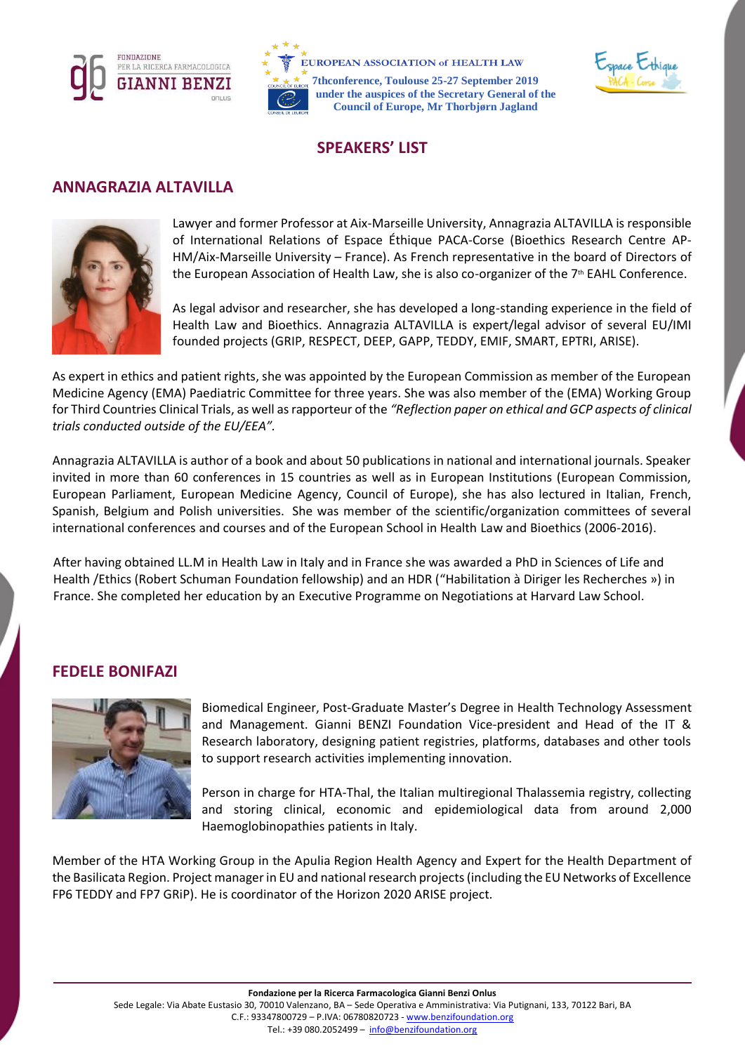## SPEAKERS' LIST

### ANNAGRAZIA ALTAVILLA

Lawyer and former Professor at Aix-Marseille University, Annagrazia ALTAVILLA is responsible of International Relations of Espace Éthique PACA-Corse (Bioethics Research Centre AP-HM/Aix-Marseille University – France). As French representative in the board of Directors of the European Association of Health Law, she is also co-organizer of the 7th EAHL Conference.

As legal advisor and researcher, she has developed a long-standing experience in the field of Health Law and Bioethics. Annagrazia ALTAVILLA is expert/legal advisor of several EU/IMI founded projects (GRIP, RESPECT, DEEP, GAPP, TEDDY, EMIF, SMART, EPTRI, ARISE).

As expert in ethics and patient rights, she was appointed by the European Commission as member of the European Medicine Agency (EMA) Paediatric Committee for three years. She was also member of the (EMA) Working Group for Third Countries Clinical Trials, as well as rapporteur of the *"Reflection paper on ethical and GCP aspects of clinical trials conducted outside of the EU/EEA"*.

Annagrazia ALTAVILLA is author of a book and about 50 publications in national and international journals. Speaker invited in more than 60 conferences in 15 countries as well as in European Institutions (European Commission, European Parliament, European Medicine Agency, Council of Europe), she has also lectured in Italian, French, Spanish, Belgium and Polish universities. She was member of the scientific/organization committees of several international conferences and courses and of the European School in Health Law and Bioethics (2006-2016).

After having obtained LL.M in Health Law in Italy and in France she was awarded a PhD in Sciences of Life and Health /Ethics (Robert Schuman Foundation fellowship) and an HDR ("Habilitation à Diriger les Recherches ») in France. She completed her education by an Executive Programme on Negotiations at Harvard Law School.

### FEDELE BONIFAZI

Biomedical Engineer, Post-Graduate Master's Degree in Health Technology Assessment and Management. Gianni BENZI Foundation Vice-president and Head of the IT & Research laboratory, designing patient registries, platforms, databases and other tools to support research activities implementing innovation.

Person in charge for HTA-Thal, the Italian multiregional Thalassemia registry, collecting and storing clinical, economic and epidemiological data from around 2,000 Haemoglobinopathies patients in Italy.

Member of the HTA Working Group in the Apulia Region Health Agency and Expert for the Health Department of the Basilicata Region. Project manager in EU and national research projects (including the EU Networks of Excellence FP6 TEDDY and FP7 GRiP). He is coordinator of the Horizon 2020 ARISE project.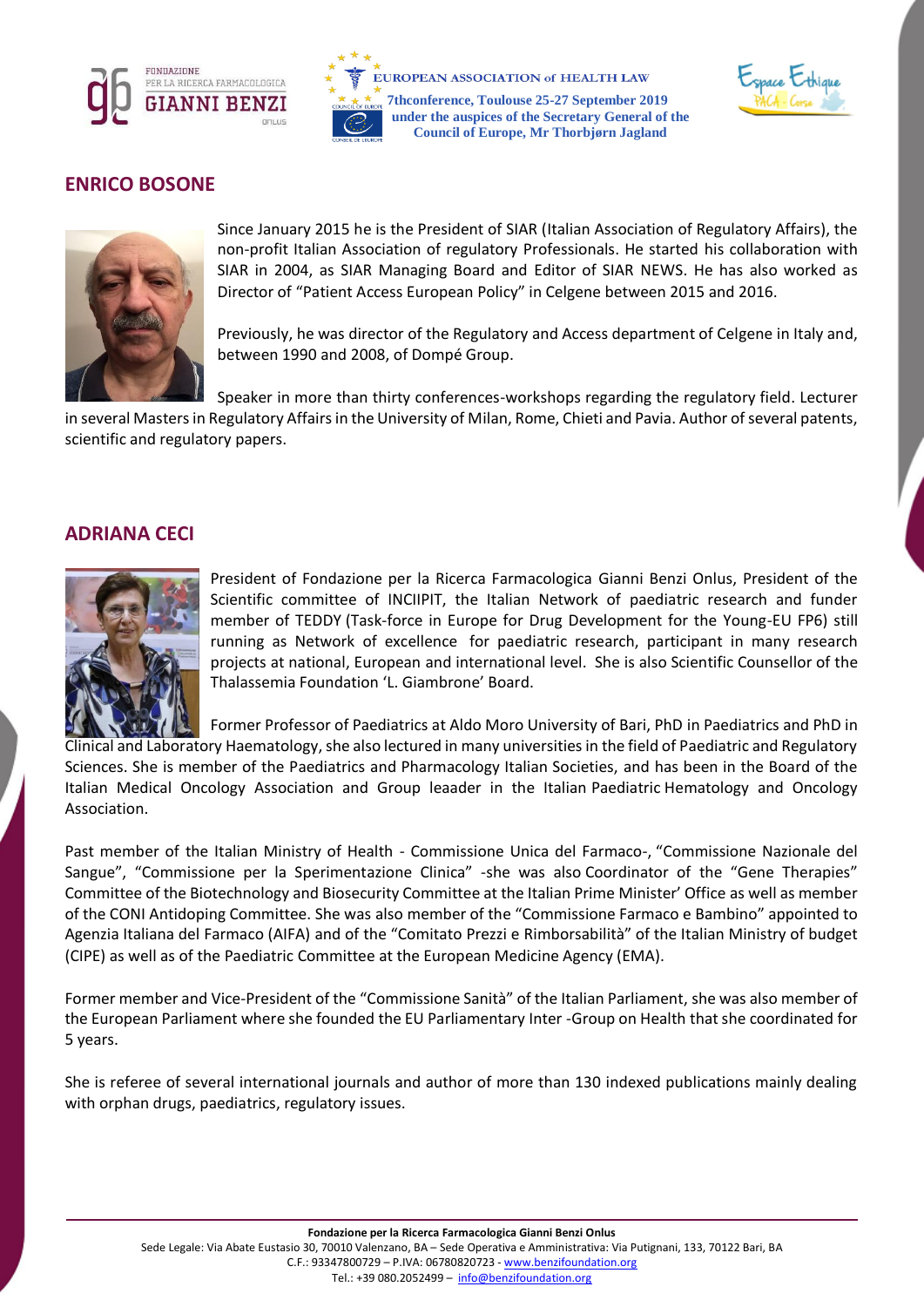## ENRICO BOSONE

Since January 2015 he is the President of SIAR (Italian Association of Regulatory Affairs), the non-profit Italian Association of regulatory Professionals. He started his collaboration with SIAR in 2004, as SIAR Managing Board and Editor of SIAR NEWS. He has also worked as Director of "Patient Access European Policy" in Celgene between 2015 and 2016.

Previously, he was director of the Regulatory and Access department of Celgene in Italy and, between 1990 and 2008, of Dompé Group.

Speaker in more than thirty conferences-workshops regarding the regulatory field. Lecturer in several Masters in Regulatory Affairs in the University of Milan, Rome, Chieti and Pavia. Author of several patents, scientific and regulatory papers.

## ADRIANA CECI

President of Fondazione per la Ricerca Farmacologica Gianni Benzi Onlus, President of the Scientific committee of INCIIPIT, the Italian Network of paediatric research and funder member of TEDDY (Task-force in Europe for Drug Development for the Young-EU FP6) still running as Network of excellence for paediatric research, participant in many research projects at national, European and international level. She is also Scientific Counsellor of the Thalassemia Foundation 'L. Giambrone' Board.

Former Professor of Paediatrics at Aldo Moro University of Bari, PhD in Paediatrics and PhD in Clinical and Laboratory Haematology, she also lectured in many universities in the field of Paediatric and Regulatory Sciences. She is member of the Paediatrics and Pharmacology Italian Societies, and has been in the Board of the Italian Medical Oncology Association and Group leaader in the Italian Paediatric Hematology and Oncology Association.

Past member of the Italian Ministry of Health - Commissione Unica del Farmaco-, "Commissione Nazionale del Sangue", "Commissione per la Sperimentazione Clinica" -she was also Coordinator of the "Gene Therapies" Committee of the Biotechnology and Biosecurity Committee at the Italian Prime Minister' Office as well as member of the CONI Antidoping Committee. She was also member of the "Commissione Farmaco e Bambino" appointed to Agenzia Italiana del Farmaco (AIFA) and of the "Comitato Prezzi e Rimborsabilità" of the Italian Ministry of budget (CIPE) as well as of the Paediatric Committee at the European Medicine Agency (EMA).

Former member and Vice-President of the "Commissione Sanità" of the Italian Parliament, she was also member of the European Parliament where she founded the EU Parliamentary Inter -Group on Health that she coordinated for 5 years.

She is referee of several international journals and author of more than 130 indexed publications mainly dealing with orphan drugs, paediatrics, regulatory issues.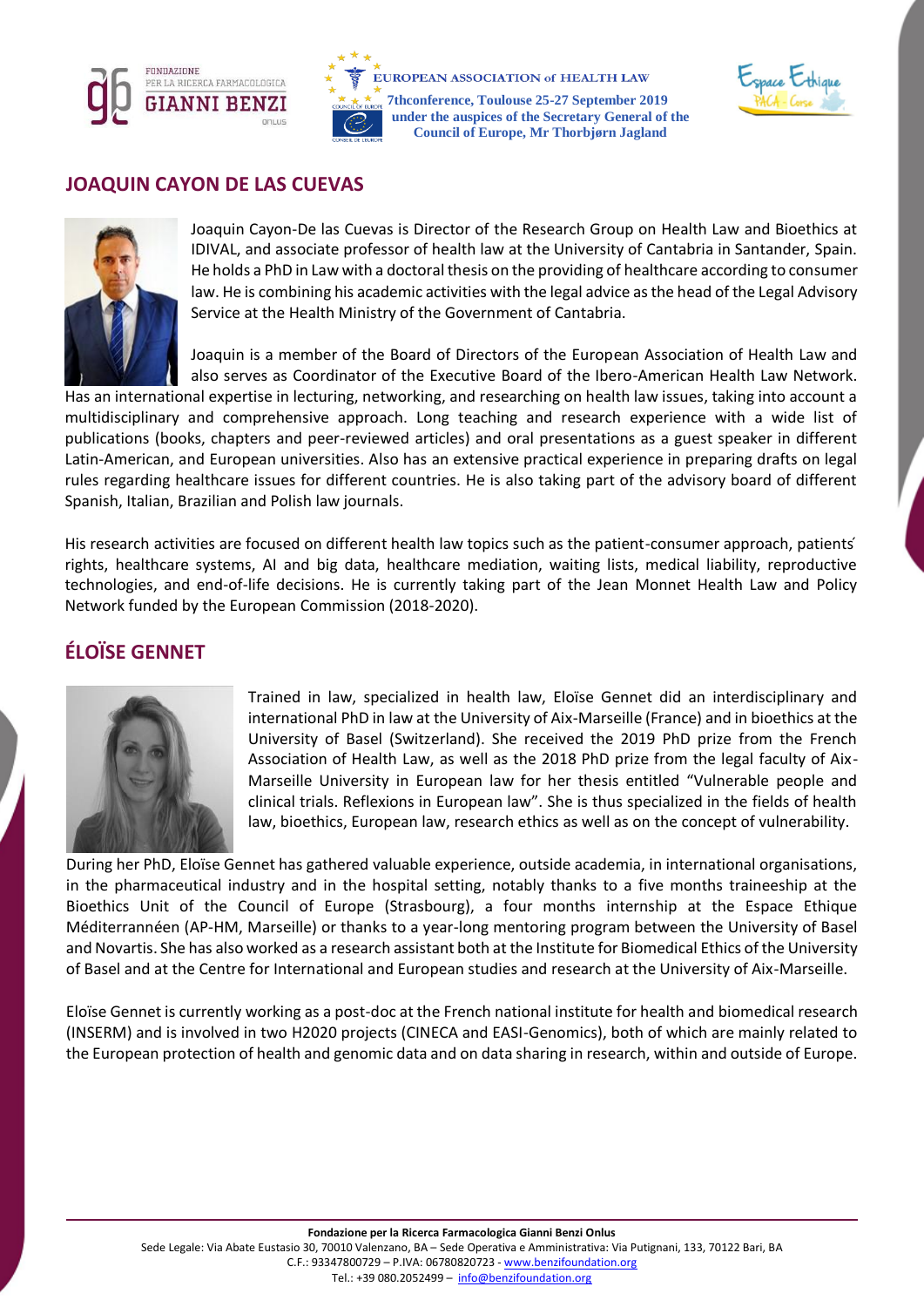## JOAQUIN CAYON DE LAS CUEVAS

Joaquin Cayon-De las Cuevas is Director of the Research Group on Health Law and Bioethics at IDIVAL, and associate professor of health law at the University of Cantabria in Santander, Spain. He holds a PhD in Law with a doctoral thesis on the providing of healthcare according to consumer law. He is combining his academic activities with the legal advice as the head of the Legal Advisory Service at the Health Ministry of the Government of Cantabria.

Joaquin is a member of the Board of Directors of the European Association of Health Law and also serves as Coordinator of the Executive Board of the Ibero-American Health Law Network. Has an international expertise in lecturing, networking, and researching on health law issues, taking into account a multidisciplinary and comprehensive approach. Long teaching and research experience with a wide list of publications (books, chapters and peer-reviewed articles) and oral presentations as a guest speaker in different Latin-American, and European universities. Also has an extensive practical experience in preparing drafts on legal rules regarding healthcare issues for different countries. He is also taking part of the advisory board of different Spanish, Italian, Brazilian and Polish law journals.

His research activities are focused on different health law topics such as the patient-consumer approach, patients ́ rights, healthcare systems, AI and big data, healthcare mediation, waiting lists, medical liability, reproductive technologies, and end-of-life decisions. He is currently taking part of the Jean Monnet Health Law and Policy Network funded by the European Commission (2018-2020).

## ÉLOÏSE GENNET

Trained in law, specialized in health law, Eloïse Gennet did an interdisciplinary and international PhD in law at the University of Aix-Marseille (France) and in bioethics at the University of Basel (Switzerland). She received the 2019 PhD prize from the French Association of Health Law, as well as the 2018 PhD prize from the legal faculty of Aix-Marseille University in European law for her thesis entitled "Vulnerable people and clinical trials. Reflexions in European law". She is thus specialized in the fields of health law, bioethics, European law, research ethics as well as on the concept of vulnerability.

During her PhD, Eloïse Gennet has gathered valuable experience, outside academia, in international organisations, in the pharmaceutical industry and in the hospital setting, notably thanks to a five months traineeship at the Bioethics Unit of the Council of Europe (Strasbourg), a four months internship at the Espace Ethique Méditerranéen (AP-HM, Marseille) or thanks to a year-long mentoring program between the University of Basel and Novartis. She has also worked as a research assistant both at the Institute for Biomedical Ethics of the University of Basel and at the Centre for International and European studies and research at the University of Aix-Marseille.

Eloïse Gennet is currently working as a post-doc at the French national institute for health and biomedical research (INSERM) and is involved in two H2020 projects (CINECA and EASI-Genomics), both of which are mainly related to the European protection of health and genomic data and on data sharing in research, within and outside of Europe.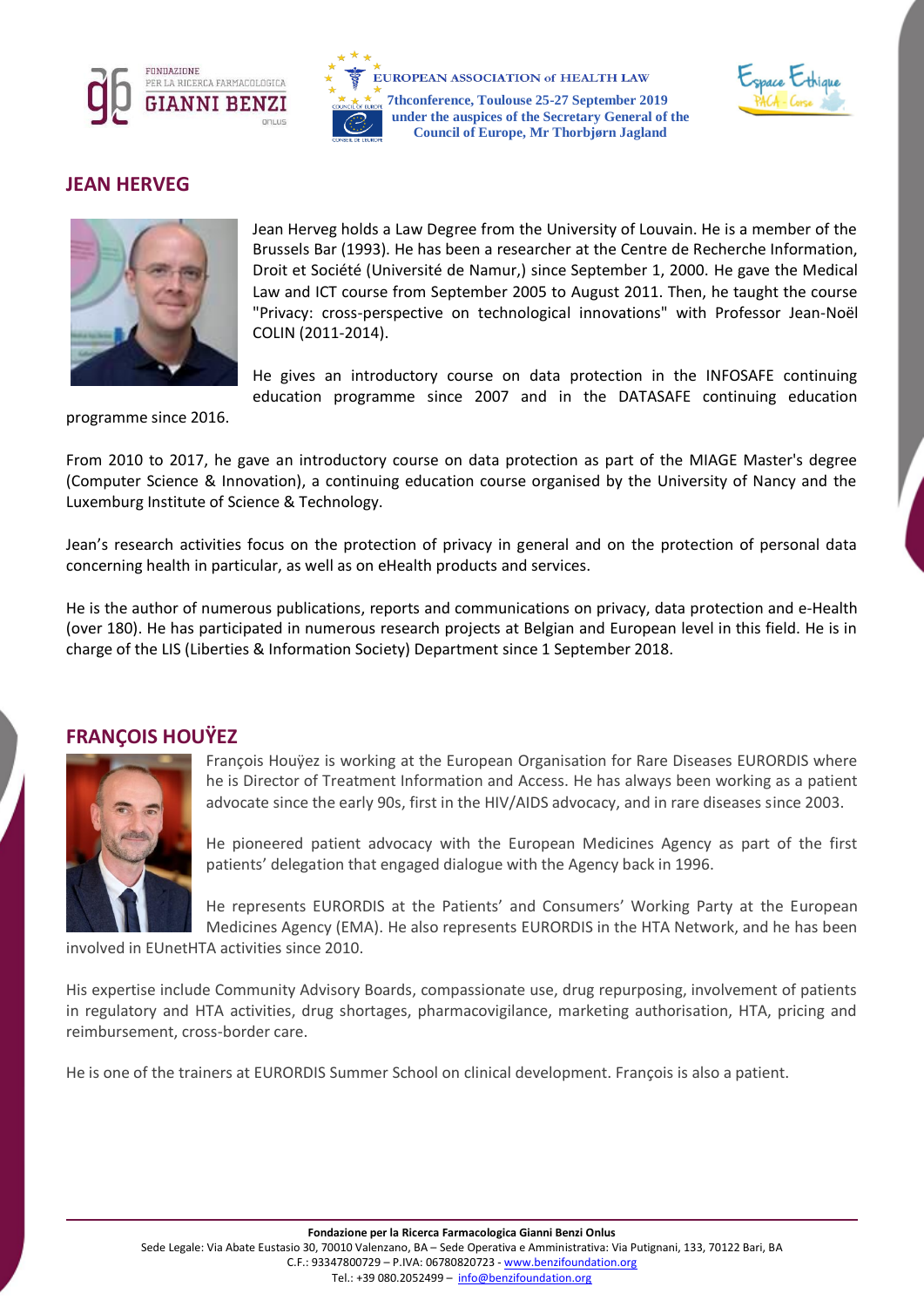## JEAN HERVEG

Jean Herveg holds a Law Degree from the University of Louvain. He is a member of the Brussels Bar (1993). He has been a researcher at the Centre de Recherche Information, Droit et Société (Université de Namur,) since September 1, 2000. He gave the Medical Law and ICT course from September 2005 to August 2011. Then, he taught the course "Privacy: cross-perspective on technological innovations" with Professor Jean-Noël COLIN (2011-2014).

He gives an introductory course on data protection in the INFOSAFE continuing education programme since 2007 and in the DATASAFE continuing education programme since 2016.

From 2010 to 2017, he gave an introductory course on data protection as part of the MIAGE Master's degree (Computer Science & Innovation), a continuing education course organised by the University of Nancy and the Luxemburg Institute of Science & Technology.

Jean's research activities focus on the protection of privacy in general and on the protection of personal data concerning health in particular, as well as on eHealth products and services.

He is the author of numerous publications, reports and communications on privacy, data protection and e-Health (over 180). He has participated in numerous research projects at Belgian and European level in this field. He is in charge of the LIS (Liberties & Information Society) Department since 1 September 2018.

## FRANÇOIS HOUŸEZ

François Houÿez is working at the European Organisation for Rare Diseases EURORDIS where he is Director of Treatment Information and Access. He has always been working as a patient advocate since the early 90s, first in the HIV/AIDS advocacy, and in rare diseases since 2003.

He pioneered patient advocacy with the European Medicines Agency as part of the first patients' delegation that engaged dialogue with the Agency back in 1996.

He represents EURORDIS at the Patients' and Consumers' Working Party at the European Medicines Agency (EMA). He also represents EURORDIS in the HTA Network, and he has been involved in EUnetHTA activities since 2010.

His expertise include Community Advisory Boards, compassionate use, drug repurposing, involvement of patients in regulatory and HTA activities, drug shortages, pharmacovigilance, marketing authorisation, HTA, pricing and reimbursement, cross-border care.

He is one of the trainers at EURORDIS Summer School on clinical development. François is also a patient.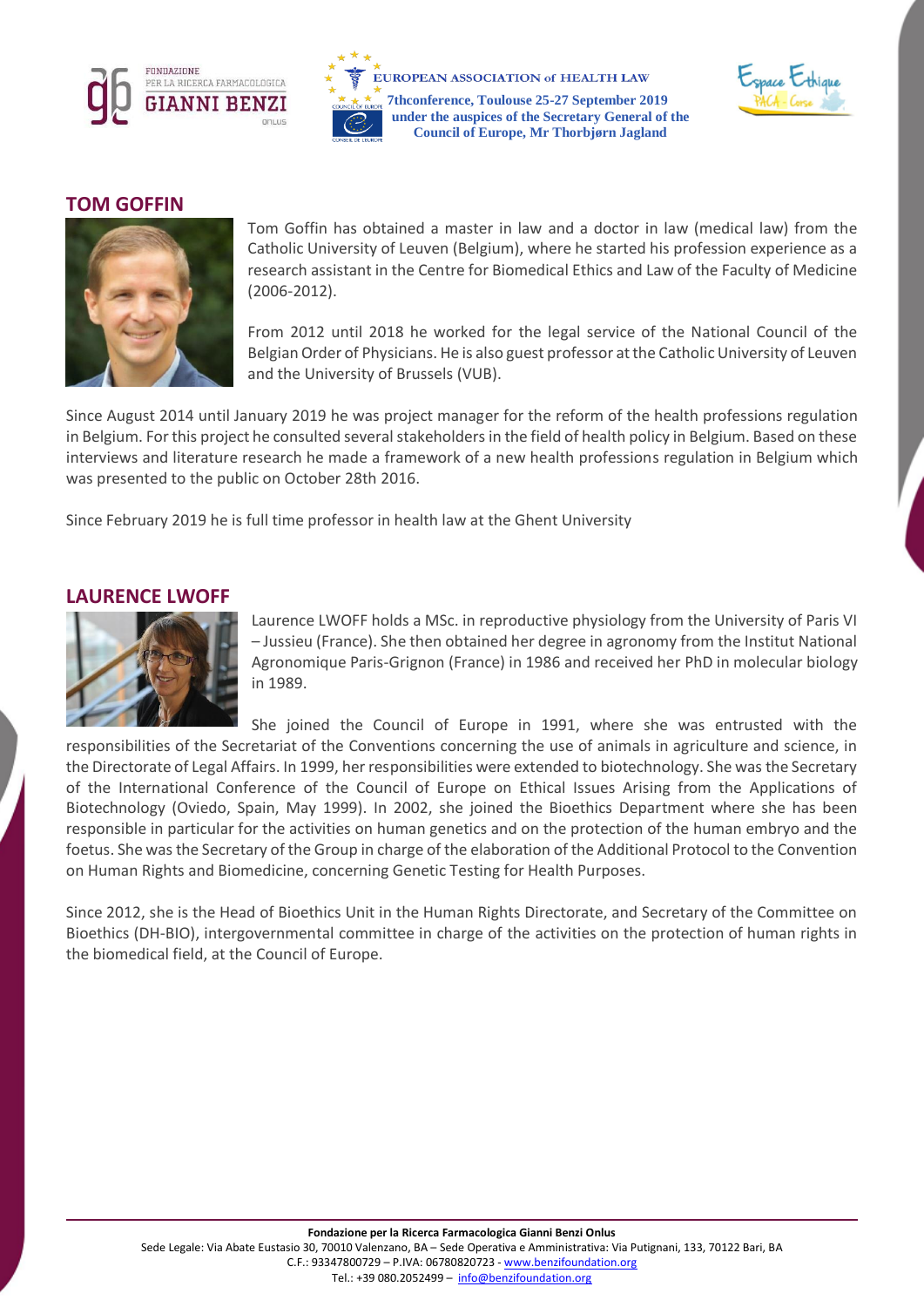## TOM GOFFIN

Tom Goffin has obtained a master in law and a doctor in law (medical law) from the Catholic University of Leuven (Belgium), where he started his profession experience as a research assistant in the Centre for Biomedical Ethics and Law of the Faculty of Medicine (2006-2012).

From 2012 until 2018 he worked for the legal service of the National Council of the Belgian Order of Physicians. He is also guest professor at the Catholic University of Leuven and the University of Brussels (VUB).

Since August 2014 until January 2019 he was project manager for the reform of the health professions regulation in Belgium. For this project he consulted several stakeholders in the field of health policy in Belgium. Based on these interviews and literature research he made a framework of a new health professions regulation in Belgium which was presented to the public on October 28th 2016.

Since February 2019 he is full time professor in health law at the Ghent University

## LAURENCE LWOFF

Laurence LWOFF holds a MSc. in reproductive physiology from the University of Paris VI – Jussieu (France). She then obtained her degree in agronomy from the Institut National Agronomique Paris-Grignon (France) in 1986 and received her PhD in molecular biology in 1989.

She joined the Council of Europe in 1991, where she was entrusted with the responsibilities of the Secretariat of the Conventions concerning the use of animals in agriculture and science, in the Directorate of Legal Affairs. In 1999, her responsibilities were extended to biotechnology. She was the Secretary of the International Conference of the Council of Europe on Ethical Issues Arising from the Applications of Biotechnology (Oviedo, Spain, May 1999). In 2002, she joined the Bioethics Department where she has been responsible in particular for the activities on human genetics and on the protection of the human embryo and the foetus. She was the Secretary of the Group in charge of the elaboration of the Additional Protocol to the Convention on Human Rights and Biomedicine, concerning Genetic Testing for Health Purposes.

Since 2012, she is the Head of Bioethics Unit in the Human Rights Directorate, and Secretary of the Committee on Bioethics (DH-BIO), intergovernmental committee in charge of the activities on the protection of human rights in the biomedical field, at the Council of Europe.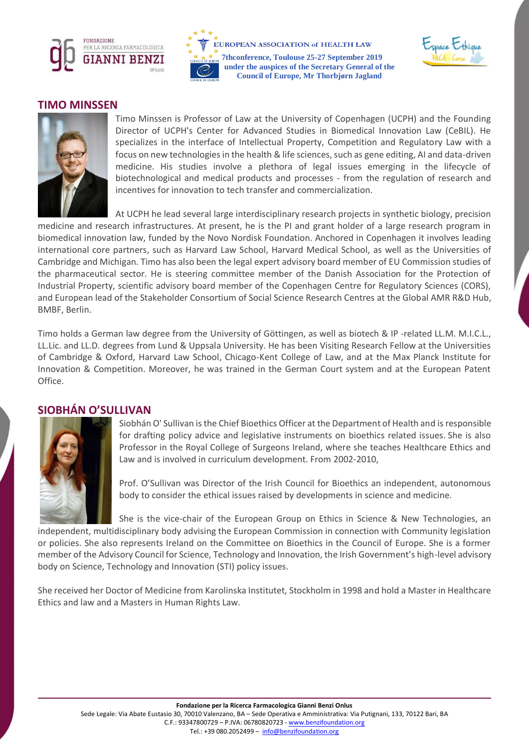## TIMO MINSSEN

Timo Minssen is Professor of Law at the University of Copenhagen (UCPH) and the Founding Director of UCPH's Center for Advanced Studies in Biomedical Innovation Law (CeBIL). He specializes in the interface of Intellectual Property, Competition and Regulatory Law with a focus on new technologies in the health & life sciences, such as gene editing, AI and data-driven medicine. His studies involve a plethora of legal issues emerging in the lifecycle of biotechnological and medical products and processes - from the regulation of research and incentives for innovation to tech transfer and commercialization.

At UCPH he lead several large interdisciplinary research projects in synthetic biology, precision medicine and research infrastructures. At present, he is the PI and grant holder of a large research program in biomedical innovation law, funded by the Novo Nordisk Foundation. Anchored in Copenhagen it involves leading international core partners, such as Harvard Law School, Harvard Medical School, as well as the Universities of Cambridge and Michigan. Timo has also been the legal expert advisory board member of EU Commission studies of the pharmaceutical sector. He is steering committee member of the Danish Association for the Protection of Industrial Property, scientific advisory board member of the Copenhagen Centre for Regulatory Sciences (CORS), and European lead of the Stakeholder Consortium of Social Science Research Centres at the Global AMR R&D Hub, BMBF, Berlin.

Timo holds a German law degree from the University of Göttingen, as well as biotech & IP -related LL.M. M.I.C.L., LL.Lic. and LL.D. degrees from Lund & Uppsala University. He has been Visiting Research Fellow at the Universities of Cambridge & Oxford, Harvard Law School, Chicago-Kent College of Law, and at the Max Planck Institute for Innovation & Competition. Moreover, he was trained in the German Court system and at the European Patent Office.

## SIOBHÁN O'SULLIVAN

Siobhán O' Sullivan is the Chief Bioethics Officer at the Department of Health and is responsible for drafting policy advice and legislative instruments on bioethics related issues. She is also Professor in the Royal College of Surgeons Ireland, where she teaches Healthcare Ethics and Law and is involved in curriculum development. From 2002-2010,

Prof. O'Sullivan was Director of the Irish Council for Bioethics an independent, autonomous body to consider the ethical issues raised by developments in science and medicine.

She is the vice-chair of the European Group on Ethics in Science & New Technologies, an independent, multidisciplinary body advising the European Commission in connection with Community legislation or policies. She also represents Ireland on the Committee on Bioethics in the Council of Europe. She is a former member of the Advisory Council for Science, Technology and Innovation, the Irish Government's high-level advisory body on Science, Technology and Innovation (STI) policy issues.

She received her Doctor of Medicine from Karolinska Institutet, Stockholm in 1998 and hold a Master in Healthcare Ethics and law and a Masters in Human Rights Law.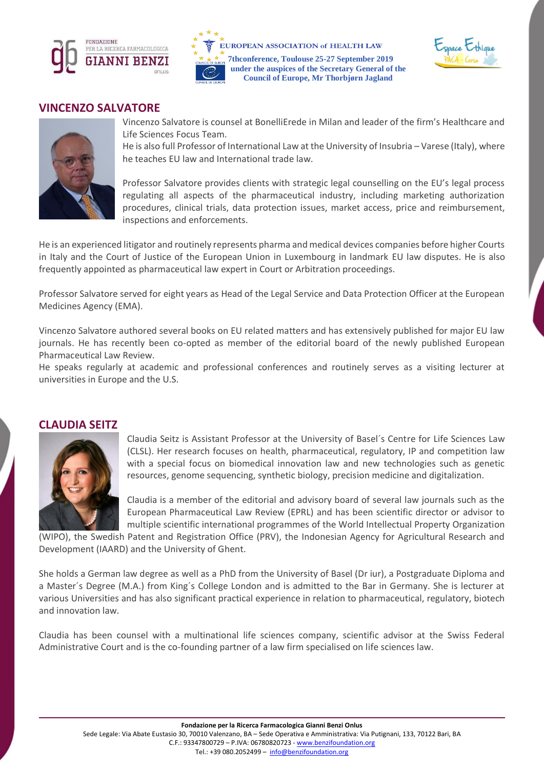## VINCENZO SALVATORE

Vincenzo Salvatore is counsel at BonelliErede in Milan and leader of the firm's Healthcare and Life Sciences Focus Team.

He is also full Professor of International Law at the University of Insubria – Varese (Italy), where he teaches EU law and International trade law.

Professor Salvatore provides clients with strategic legal counselling on the EU's legal process regulating all aspects of the pharmaceutical industry, including marketing authorization procedures, clinical trials, data protection issues, market access, price and reimbursement, inspections and enforcements.

He is an experienced litigator and routinely represents pharma and medical devices companies before higher Courts in Italy and the Court of Justice of the European Union in Luxembourg in landmark EU law disputes. He is also frequently appointed as pharmaceutical law expert in Court or Arbitration proceedings.

Professor Salvatore served for eight years as Head of the Legal Service and Data Protection Officer at the European Medicines Agency (EMA).

Vincenzo Salvatore authored several books on EU related matters and has extensively published for major EU law journals. He has recently been co-opted as member of the editorial board of the newly published European Pharmaceutical Law Review.

He speaks regularly at academic and professional conferences and routinely serves as a visiting lecturer at universities in Europe and the U.S.

## CLAUDIA SEITZ

Claudia Seitz is Assistant Professor at the University of Basel´s Centre for Life Sciences Law (CLSL). Her research focuses on health, pharmaceutical, regulatory, IP and competition law with a special focus on biomedical innovation law and new technologies such as genetic resources, genome sequencing, synthetic biology, precision medicine and digitalization.

Claudia is a member of the editorial and advisory board of several law journals such as the European Pharmaceutical Law Review (EPRL) and has been scientific director or advisor to multiple scientific international programmes of the World Intellectual Property Organization (WIPO), the Swedish Patent and Registration Office (PRV), the Indonesian Agency for Agricultural Research and Development (IAARD) and the University of Ghent.

She holds a German law degree as well as a PhD from the University of Basel (Dr iur), a Postgraduate Diploma and a Master´s Degree (M.A.) from King´s College London and is admitted to the Bar in Germany. She is lecturer at various Universities and has also significant practical experience in relation to pharmaceutical, regulatory, biotech and innovation law.

Claudia has been counsel with a multinational life sciences company, scientific advisor at the Swiss Federal Administrative Court and is the co-founding partner of a law firm specialised on life sciences law.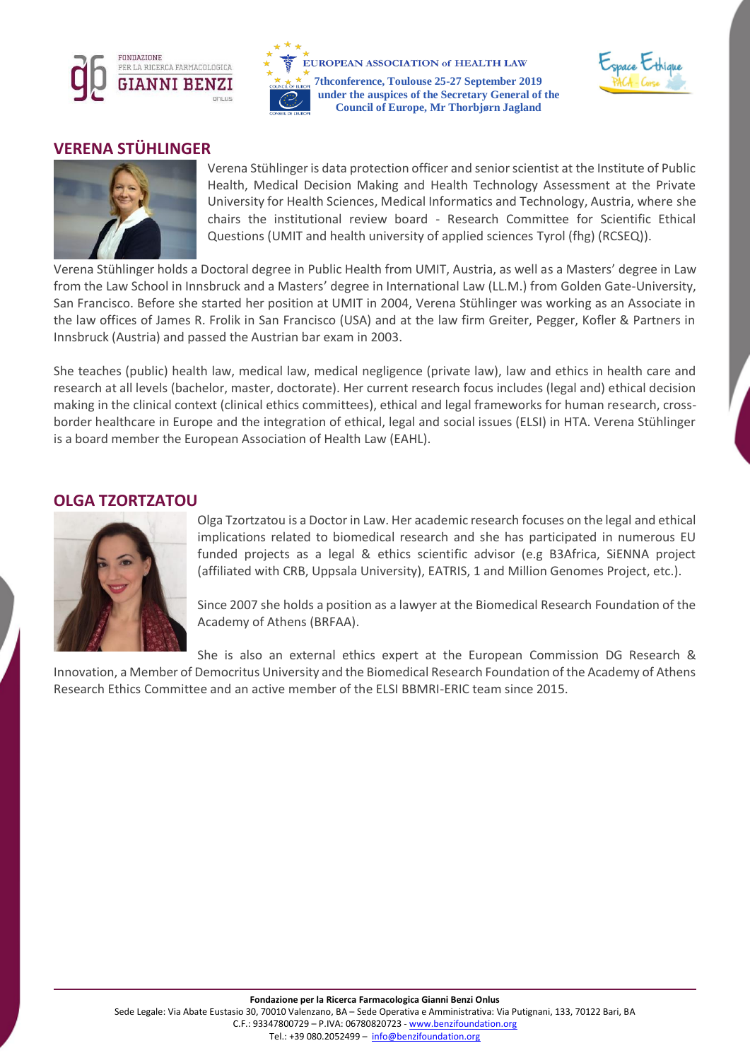## VERENA STÜHLINGER

Verena Stühlinger is data protection officer and senior scientist at the Institute of Public Health, Medical Decision Making and Health Technology Assessment at the Private University for Health Sciences, Medical Informatics and Technology, Austria, where she chairs the institutional review board - Research Committee for Scientific Ethical Questions (UMIT and health university of applied sciences Tyrol (fhg) (RCSEQ)).

Verena Stühlinger holds a Doctoral degree in Public Health from UMIT, Austria, as well as a Masters' degree in Law from the Law School in Innsbruck and a Masters' degree in International Law (LL.M.) from Golden Gate-University, San Francisco. Before she started her position at UMIT in 2004, Verena Stühlinger was working as an Associate in the law offices of James R. Frolik in San Francisco (USA) and at the law firm Greiter, Pegger, Kofler & Partners in Innsbruck (Austria) and passed the Austrian bar exam in 2003.

She teaches (public) health law, medical law, medical negligence (private law), law and ethics in health care and research at all levels (bachelor, master, doctorate). Her current research focus includes (legal and) ethical decision making in the clinical context (clinical ethics committees), ethical and legal frameworks for human research, cross-border healthcare in Europe and the integration of ethical, legal and social issues (ELSI) in HTA. Verena Stühlinger is a board member the European Association of Health Law (EAHL).

## OLGA TZORTZATOU

Olga Tzortzatou is a Doctor in Law. Her academic research focuses on the legal and ethical implications related to biomedical research and she has participated in numerous EU funded projects as a legal & ethics scientific advisor (e.g B3Africa, SiENNA project (affiliated with CRB, Uppsala University), EATRIS, 1 and Million Genomes Project, etc.).

Since 2007 she holds a position as a lawyer at the Biomedical Research Foundation of the Academy of Athens (BRFAA).

She is also an external ethics expert at the European Commission DG Research & Innovation, a Member of Democritus University and the Biomedical Research Foundation of the Academy of Athens Research Ethics Committee and an active member of the ELSI BBMRI-ERIC team since 2015.